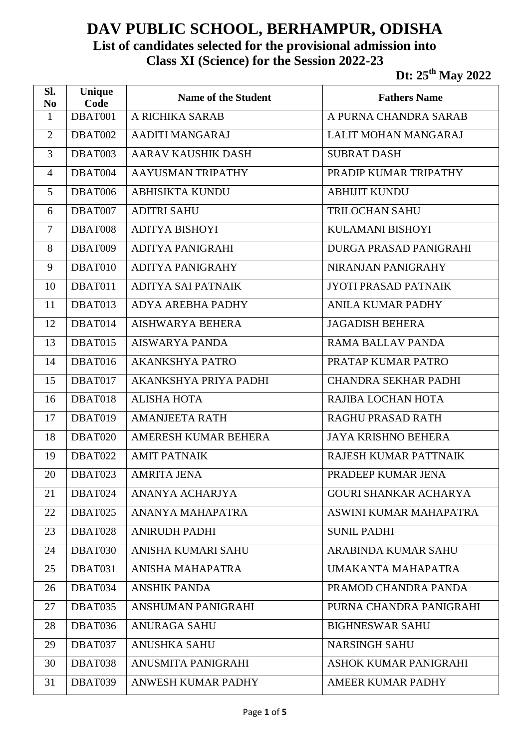# DAV PUBLIC SCHOOL, BERHAMPUR, ODISHA

## List of candidates selected for the provisional admission into Class XI (Science) for the Session 2022-23

**Dt: 25th May 2022**

| Sl. No | Unique Code | Name of the Student | Fathers Name |
|---|---|---|---|
| 1 | DBAT001 | A RICHIKA SARAB | A PURNA CHANDRA SARAB |
| 2 | DBAT002 | AADITI MANGARAJ | LALIT MOHAN MANGARAJ |
| 3 | DBAT003 | AARAV KAUSHIK DASH | SUBRAT DASH |
| 4 | DBAT004 | AAYUSMAN TRIPATHY | PRADIP KUMAR TRIPATHY |
| 5 | DBAT006 | ABHISIKTA KUNDU | ABHIJIT KUNDU |
| 6 | DBAT007 | ADITRI SAHU | TRILOCHAN SAHU |
| 7 | DBAT008 | ADITYA BISHOYI | KULAMANI BISHOYI |
| 8 | DBAT009 | ADITYA PANIGRAHI | DURGA PRASAD PANIGRAHI |
| 9 | DBAT010 | ADITYA PANIGRAHY | NIRANJAN PANIGRAHY |
| 10 | DBAT011 | ADITYA SAI PATNAIK | JYOTI PRASAD PATNAIK |
| 11 | DBAT013 | ADYA AREBHA PADHY | ANILA KUMAR PADHY |
| 12 | DBAT014 | AISHWARYA BEHERA | JAGADISH BEHERA |
| 13 | DBAT015 | AISWARYA PANDA | RAMA BALLAV PANDA |
| 14 | DBAT016 | AKANKSHYA PATRO | PRATAP KUMAR PATRO |
| 15 | DBAT017 | AKANKSHYA PRIYA PADHI | CHANDRA SEKHAR PADHI |
| 16 | DBAT018 | ALISHA HOTA | RAJIBA LOCHAN HOTA |
| 17 | DBAT019 | AMANJEETA RATH | RAGHU PRASAD RATH |
| 18 | DBAT020 | AMERESH KUMAR BEHERA | JAYA KRISHNO BEHERA |
| 19 | DBAT022 | AMIT PATNAIK | RAJESH KUMAR PATTNAIK |
| 20 | DBAT023 | AMRITA JENA | PRADEEP KUMAR JENA |
| 21 | DBAT024 | ANANYA ACHARJYA | GOURI SHANKAR ACHARYA |
| 22 | DBAT025 | ANANYA MAHAPATRA | ASWINI KUMAR MAHAPATRA |
| 23 | DBAT028 | ANIRUDH PADHI | SUNIL PADHI |
| 24 | DBAT030 | ANISHA KUMARI SAHU | ARABINDA KUMAR SAHU |
| 25 | DBAT031 | ANISHA MAHAPATRA | UMAKANTA MAHAPATRA |
| 26 | DBAT034 | ANSHIK PANDA | PRAMOD CHANDRA PANDA |
| 27 | DBAT035 | ANSHUMAN PANIGRAHI | PURNA CHANDRA PANIGRAHI |
| 28 | DBAT036 | ANURAGA SAHU | BIGHNESWAR SAHU |
| 29 | DBAT037 | ANUSHKA SAHU | NARSINGH SAHU |
| 30 | DBAT038 | ANUSMITA PANIGRAHI | ASHOK KUMAR PANIGRAHI |
| 31 | DBAT039 | ANWESH KUMAR PADHY | AMEER KUMAR PADHY |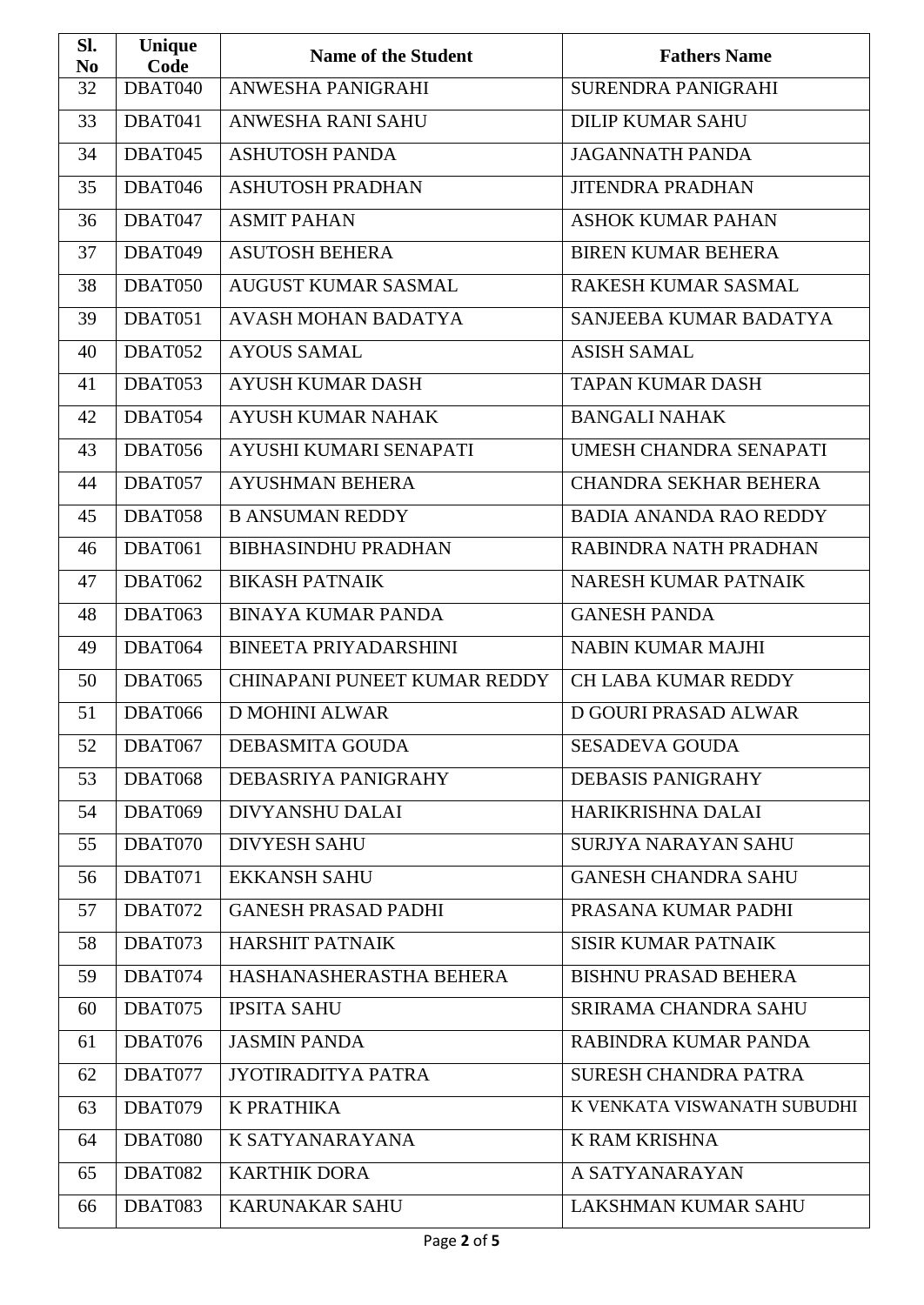| Sl. No | Unique Code | Name of the Student | Fathers Name |
|---|---|---|---|
| 32 | DBAT040 | ANWESHA PANIGRAHI | SURENDRA PANIGRAHI |
| 33 | DBAT041 | ANWESHA RANI SAHU | DILIP KUMAR SAHU |
| 34 | DBAT045 | ASHUTOSH PANDA | JAGANNATH PANDA |
| 35 | DBAT046 | ASHUTOSH PRADHAN | JITENDRA PRADHAN |
| 36 | DBAT047 | ASMIT PAHAN | ASHOK KUMAR PAHAN |
| 37 | DBAT049 | ASUTOSH BEHERA | BIREN KUMAR BEHERA |
| 38 | DBAT050 | AUGUST KUMAR SASMAL | RAKESH KUMAR SASMAL |
| 39 | DBAT051 | AVASH MOHAN BADATYA | SANJEEBA KUMAR BADATYA |
| 40 | DBAT052 | AYOUS SAMAL | ASISH SAMAL |
| 41 | DBAT053 | AYUSH KUMAR DASH | TAPAN KUMAR DASH |
| 42 | DBAT054 | AYUSH KUMAR NAHAK | BANGALI NAHAK |
| 43 | DBAT056 | AYUSHI KUMARI SENAPATI | UMESH CHANDRA SENAPATI |
| 44 | DBAT057 | AYUSHMAN BEHERA | CHANDRA SEKHAR BEHERA |
| 45 | DBAT058 | B ANSUMAN REDDY | BADIA ANANDA RAO REDDY |
| 46 | DBAT061 | BIBHASINDHU PRADHAN | RABINDRA NATH PRADHAN |
| 47 | DBAT062 | BIKASH PATNAIK | NARESH KUMAR PATNAIK |
| 48 | DBAT063 | BINAYA KUMAR PANDA | GANESH PANDA |
| 49 | DBAT064 | BINEETA PRIYADARSHINI | NABIN KUMAR MAJHI |
| 50 | DBAT065 | CHINAPANI PUNEET KUMAR REDDY | CH LABA KUMAR REDDY |
| 51 | DBAT066 | D MOHINI ALWAR | D GOURI PRASAD ALWAR |
| 52 | DBAT067 | DEBASMITA GOUDA | SESADEVA GOUDA |
| 53 | DBAT068 | DEBASRIYA PANIGRAHY | DEBASIS PANIGRAHY |
| 54 | DBAT069 | DIVYANSHU DALAI | HARIKRISHNA DALAI |
| 55 | DBAT070 | DIVYESH SAHU | SURJYA NARAYAN SAHU |
| 56 | DBAT071 | EKKANSH SAHU | GANESH CHANDRA SAHU |
| 57 | DBAT072 | GANESH PRASAD PADHI | PRASANA KUMAR PADHI |
| 58 | DBAT073 | HARSHIT PATNAIK | SISIR KUMAR PATNAIK |
| 59 | DBAT074 | HASHANASHERASTHA BEHERA | BISHNU PRASAD BEHERA |
| 60 | DBAT075 | IPSITA SAHU | SRIRAMA CHANDRA SAHU |
| 61 | DBAT076 | JASMIN PANDA | RABINDRA KUMAR PANDA |
| 62 | DBAT077 | JYOTIRADITYA PATRA | SURESH CHANDRA PATRA |
| 63 | DBAT079 | K PRATHIKA | K VENKATA VISWANATH SUBUDHI |
| 64 | DBAT080 | K SATYANARAYANA | K RAM KRISHNA |
| 65 | DBAT082 | KARTHIK DORA | A SATYANARAYAN |
| 66 | DBAT083 | KARUNAKAR SAHU | LAKSHMAN KUMAR SAHU |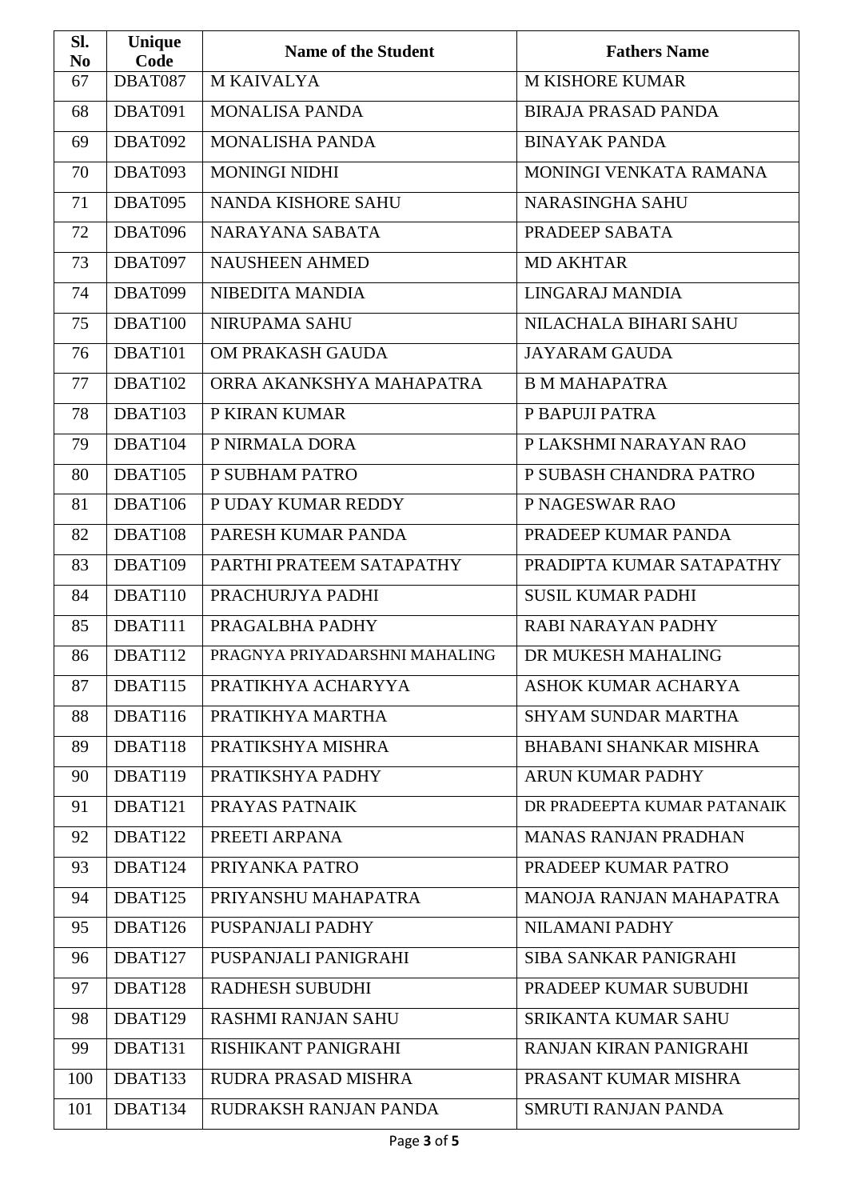| Sl. No | Unique Code | Name of the Student | Fathers Name |
|---|---|---|---|
| 67 | DBAT087 | M KAIVALYA | M KISHORE KUMAR |
| 68 | DBAT091 | MONALISA PANDA | BIRAJA PRASAD PANDA |
| 69 | DBAT092 | MONALISHA PANDA | BINAYAK PANDA |
| 70 | DBAT093 | MONINGI NIDHI | MONINGI VENKATA RAMANA |
| 71 | DBAT095 | NANDA KISHORE SAHU | NARASINGHA SAHU |
| 72 | DBAT096 | NARAYANA SABATA | PRADEEP SABATA |
| 73 | DBAT097 | NAUSHEEN AHMED | MD AKHTAR |
| 74 | DBAT099 | NIBEDITA MANDIA | LINGARAJ MANDIA |
| 75 | DBAT100 | NIRUPAMA SAHU | NILACHALA BIHARI SAHU |
| 76 | DBAT101 | OM PRAKASH GAUDA | JAYARAM GAUDA |
| 77 | DBAT102 | ORRA AKANKSHYA MAHAPATRA | B M MAHAPATRA |
| 78 | DBAT103 | P KIRAN KUMAR | P BAPUJI PATRA |
| 79 | DBAT104 | P NIRMALA DORA | P LAKSHMI NARAYAN RAO |
| 80 | DBAT105 | P SUBHAM PATRO | P SUBASH CHANDRA PATRO |
| 81 | DBAT106 | P UDAY KUMAR REDDY | P NAGESWAR RAO |
| 82 | DBAT108 | PARESH KUMAR PANDA | PRADEEP KUMAR PANDA |
| 83 | DBAT109 | PARTHI PRATEEM SATAPATHY | PRADIPTA KUMAR SATAPATHY |
| 84 | DBAT110 | PRACHURJYA PADHI | SUSIL KUMAR PADHI |
| 85 | DBAT111 | PRAGALBHA PADHY | RABI NARAYAN PADHY |
| 86 | DBAT112 | PRAGNYA PRIYADARSHNI MAHALING | DR MUKESH MAHALING |
| 87 | DBAT115 | PRATIKHYA ACHARYYA | ASHOK KUMAR ACHARYA |
| 88 | DBAT116 | PRATIKHYA MARTHA | SHYAM SUNDAR MARTHA |
| 89 | DBAT118 | PRATIKSHYA MISHRA | BHABANI SHANKAR MISHRA |
| 90 | DBAT119 | PRATIKSHYA PADHY | ARUN KUMAR PADHY |
| 91 | DBAT121 | PRAYAS PATNAIK | DR PRADEEPTA KUMAR PATANAIK |
| 92 | DBAT122 | PREETI ARPANA | MANAS RANJAN PRADHAN |
| 93 | DBAT124 | PRIYANKA PATRO | PRADEEP KUMAR PATRO |
| 94 | DBAT125 | PRIYANSHU MAHAPATRA | MANOJA RANJAN MAHAPATRA |
| 95 | DBAT126 | PUSPANJALI PADHY | NILAMANI PADHY |
| 96 | DBAT127 | PUSPANJALI PANIGRAHI | SIBA SANKAR PANIGRAHI |
| 97 | DBAT128 | RADHESH SUBUDHI | PRADEEP KUMAR SUBUDHI |
| 98 | DBAT129 | RASHMI RANJAN SAHU | SRIKANTA KUMAR SAHU |
| 99 | DBAT131 | RISHIKANT PANIGRAHI | RANJAN KIRAN PANIGRAHI |
| 100 | DBAT133 | RUDRA PRASAD MISHRA | PRASANT KUMAR MISHRA |
| 101 | DBAT134 | RUDRAKSH RANJAN PANDA | SMRUTI RANJAN PANDA |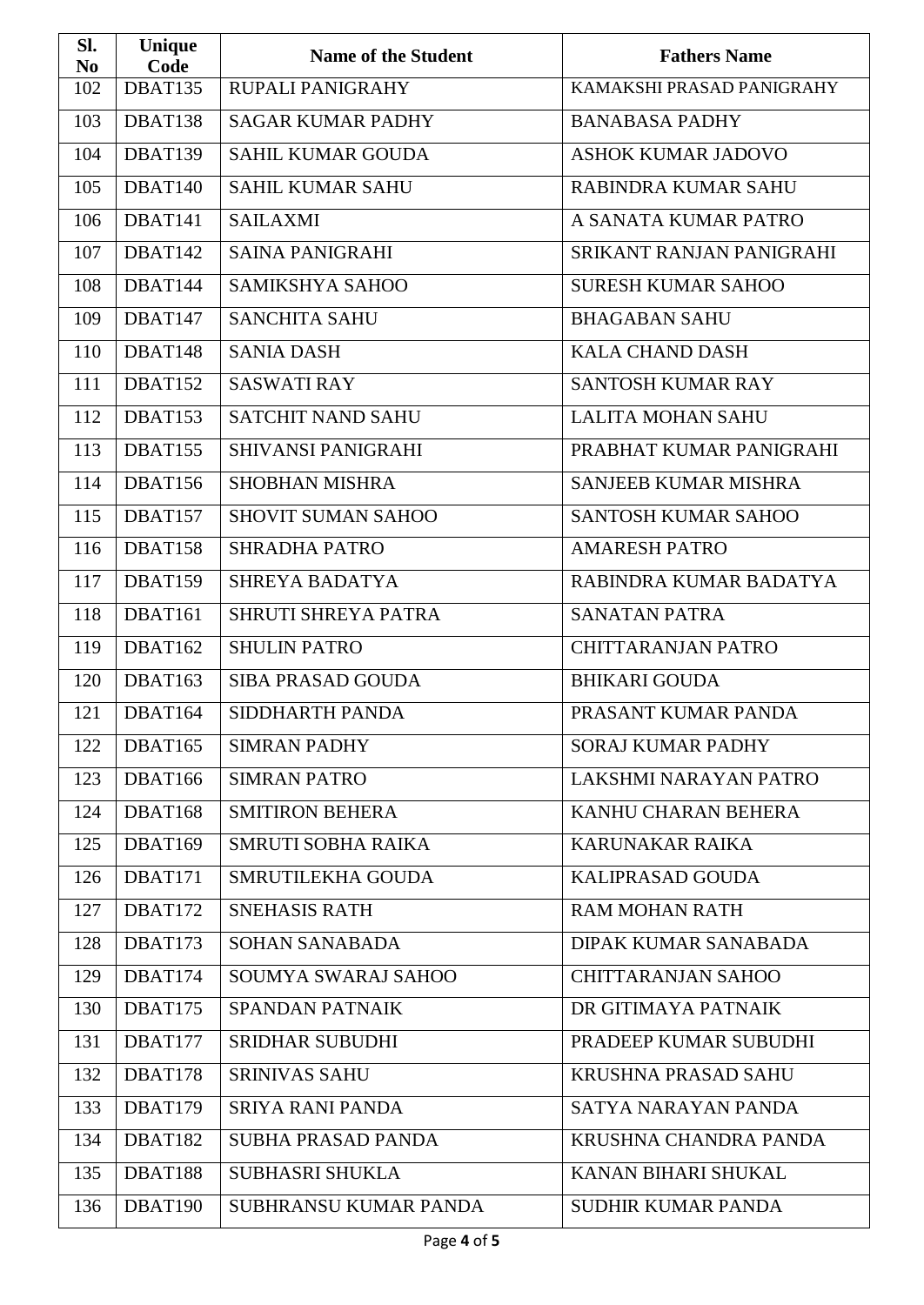| Sl. No | Unique Code | Name of the Student | Fathers Name |
| --- | --- | --- | --- |
| 102 | DBAT135 | RUPALI PANIGRAHY | KAMAKSHI PRASAD PANIGRAHY |
| 103 | DBAT138 | SAGAR KUMAR PADHY | BANABASA PADHY |
| 104 | DBAT139 | SAHIL KUMAR GOUDA | ASHOK KUMAR JADOVO |
| 105 | DBAT140 | SAHIL KUMAR SAHU | RABINDRA KUMAR SAHU |
| 106 | DBAT141 | SAILAXMI | A SANATA KUMAR PATRO |
| 107 | DBAT142 | SAINA PANIGRAHI | SRIKANT RANJAN PANIGRAHI |
| 108 | DBAT144 | SAMIKSHYA SAHOO | SURESH KUMAR SAHOO |
| 109 | DBAT147 | SANCHITA SAHU | BHAGABAN SAHU |
| 110 | DBAT148 | SANIA DASH | KALA CHAND DASH |
| 111 | DBAT152 | SASWATI RAY | SANTOSH KUMAR RAY |
| 112 | DBAT153 | SATCHIT NAND SAHU | LALITA MOHAN SAHU |
| 113 | DBAT155 | SHIVANSI PANIGRAHI | PRABHAT KUMAR PANIGRAHI |
| 114 | DBAT156 | SHOBHAN MISHRA | SANJEEB KUMAR MISHRA |
| 115 | DBAT157 | SHOVIT SUMAN SAHOO | SANTOSH KUMAR SAHOO |
| 116 | DBAT158 | SHRADHA PATRO | AMARESH PATRO |
| 117 | DBAT159 | SHREYA BADATYA | RABINDRA KUMAR BADATYA |
| 118 | DBAT161 | SHRUTI SHREYA PATRA | SANATAN PATRA |
| 119 | DBAT162 | SHULIN PATRO | CHITTARANJAN PATRO |
| 120 | DBAT163 | SIBA PRASAD GOUDA | BHIKARI GOUDA |
| 121 | DBAT164 | SIDDHARTH PANDA | PRASANT KUMAR PANDA |
| 122 | DBAT165 | SIMRAN PADHY | SORAJ KUMAR PADHY |
| 123 | DBAT166 | SIMRAN PATRO | LAKSHMI NARAYAN PATRO |
| 124 | DBAT168 | SMITIRON BEHERA | KANHU CHARAN BEHERA |
| 125 | DBAT169 | SMRUTI SOBHA RAIKA | KARUNAKAR RAIKA |
| 126 | DBAT171 | SMRUTILEKHA GOUDA | KALIPRASAD GOUDA |
| 127 | DBAT172 | SNEHASIS RATH | RAM MOHAN RATH |
| 128 | DBAT173 | SOHAN SANABADA | DIPAK KUMAR SANABADA |
| 129 | DBAT174 | SOUMYA SWARAJ SAHOO | CHITTARANJAN SAHOO |
| 130 | DBAT175 | SPANDAN PATNAIK | DR GITIMAYA PATNAIK |
| 131 | DBAT177 | SRIDHAR SUBUDHI | PRADEEP KUMAR SUBUDHI |
| 132 | DBAT178 | SRINIVAS SAHU | KRUSHNA PRASAD SAHU |
| 133 | DBAT179 | SRIYA RANI PANDA | SATYA NARAYAN PANDA |
| 134 | DBAT182 | SUBHA PRASAD PANDA | KRUSHNA CHANDRA PANDA |
| 135 | DBAT188 | SUBHASRI SHUKLA | KANAN BIHARI SHUKAL |
| 136 | DBAT190 | SUBHRANSU KUMAR PANDA | SUDHIR KUMAR PANDA |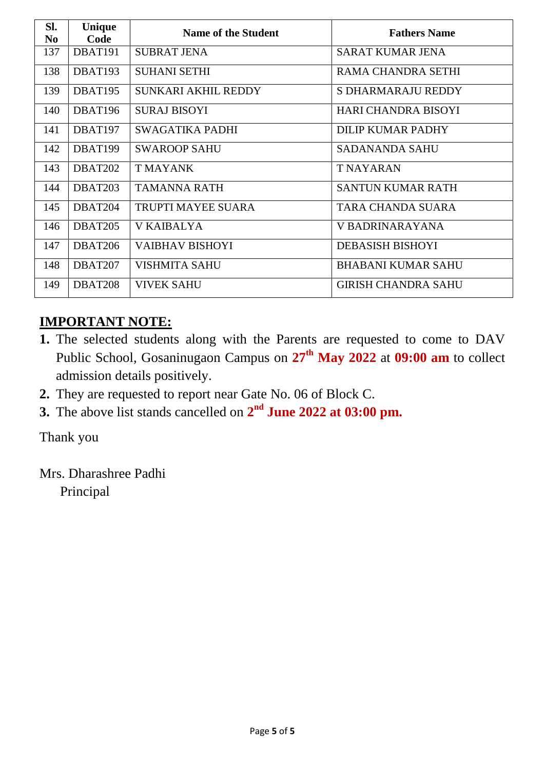| Sl. No | Unique Code | Name of the Student | Fathers Name |
|---|---|---|---|
| 137 | DBAT191 | SUBRAT JENA | SARAT KUMAR JENA |
| 138 | DBAT193 | SUHANI SETHI | RAMA CHANDRA SETHI |
| 139 | DBAT195 | SUNKARI AKHIL REDDY | S DHARMARAJU REDDY |
| 140 | DBAT196 | SURAJ BISOYI | HARI CHANDRA BISOYI |
| 141 | DBAT197 | SWAGATIKA PADHI | DILIP KUMAR PADHY |
| 142 | DBAT199 | SWAROOP SAHU | SADANANDA SAHU |
| 143 | DBAT202 | T MAYANK | T NAYARAN |
| 144 | DBAT203 | TAMANNA RATH | SANTUN KUMAR RATH |
| 145 | DBAT204 | TRUPTI MAYEE SUARA | TARA CHANDA SUARA |
| 146 | DBAT205 | V KAIBALYA | V BADRINARAYANA |
| 147 | DBAT206 | VAIBHAV BISHOYI | DEBASISH BISHOYI |
| 148 | DBAT207 | VISHMITA SAHU | BHABANI KUMAR SAHU |
| 149 | DBAT208 | VIVEK SAHU | GIRISH CHANDRA SAHU |

## IMPORTANT NOTE:

1. The selected students along with the Parents are requested to come to DAV Public School, Gosaninugaon Campus on **27th May 2022** at **09:00 am** to collect admission details positively.
2. They are requested to report near Gate No. 06 of Block C.
3. The above list stands cancelled on **2nd June 2022 at 03:00 pm.**

Thank you

Mrs. Dharashree Padhi
Principal